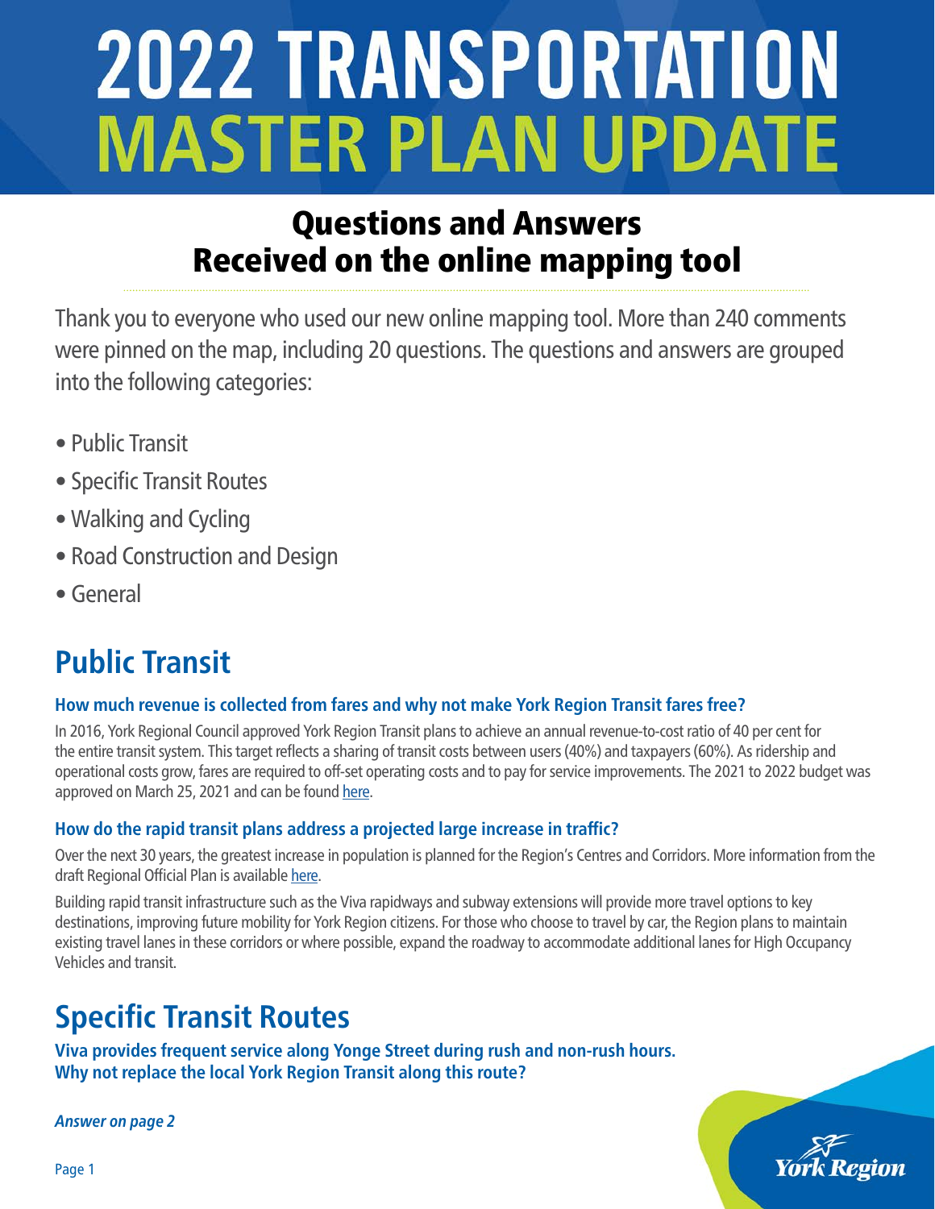# 2022 TRANSPORTATION MASTER PLAN UPDATE

## Questions and Answers Received on the online mapping tool

Thank you to everyone who used our new online mapping tool. More than 240 comments were pinned on the map, including 20 questions. The questions and answers are grouped into the following categories:

- Public Transit
- Specific Transit Routes
- Walking and Cycling
- Road Construction and Design
- General

## Public Transit

### How much revenue is collected from fares and why not make York Region Transit fares free?

In 2016, York Regional Council approved York Region Transit plans to achieve an annual revenue-to-cost ratio of 40 per cent for the entire transit system. This target reflects a sharing of transit costs between users (40%) and taxpayers (60%). As ridership and operational costs grow, fares are required to off-set operating costs and to pay for service improvements. The 2021 to 2022 budget was approved on March 25, 2021 and can be found here.

### How do the rapid transit plans address a projected large increase in traffic?

Over the next 30 years, the greatest increase in population is planned for the Region's Centres and Corridors. More information from the draft Regional Official Plan is available here.

Building rapid transit infrastructure such as the Viva rapidways and subway extensions will provide more travel options to key destinations, improving future mobility for York Region citizens. For those who choose to travel by car, the Region plans to maintain existing travel lanes in these corridors or where possible, expand the roadway to accommodate additional lanes for High Occupancy Vehicles and transit.

## Specific Transit Routes

**Viva provides frequent service along Yonge Street during rush and non-rush hours. Why not replace the local York Region Transit along this route?**

***Answer on page 2***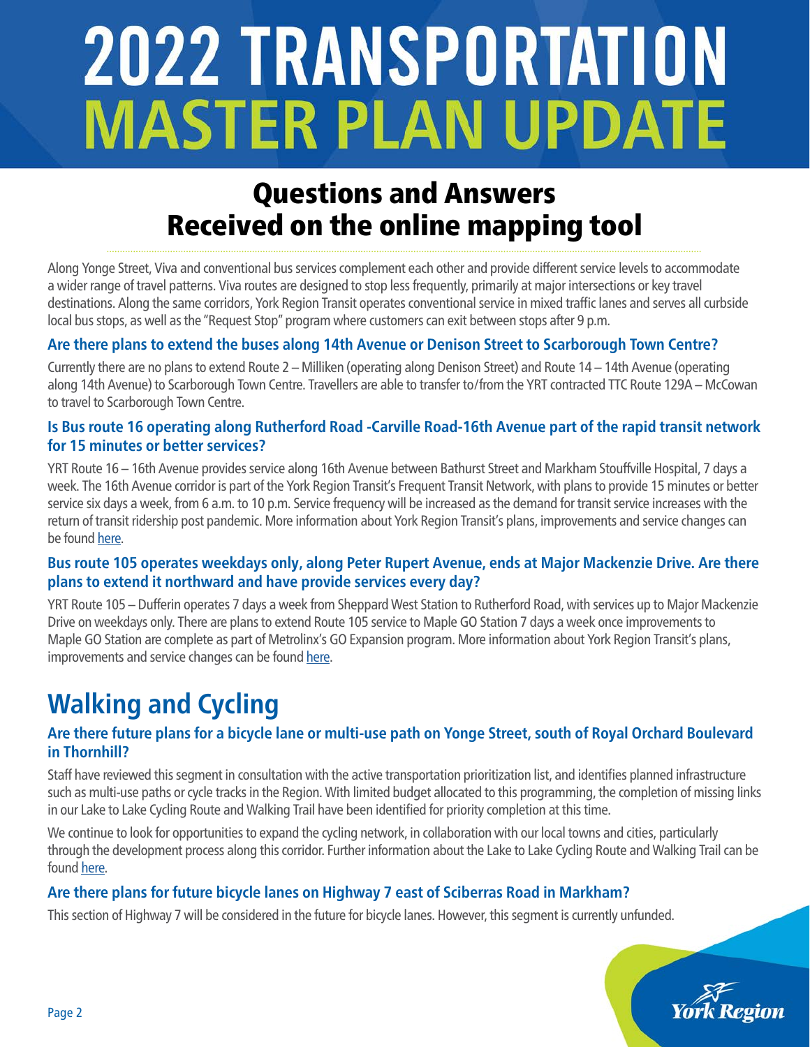# 2022 TRANSPORTATION MASTER PLAN UPDATE

## Questions and Answers Received on the online mapping tool

Along Yonge Street, Viva and conventional bus services complement each other and provide different service levels to accommodate a wider range of travel patterns. Viva routes are designed to stop less frequently, primarily at major intersections or key travel destinations. Along the same corridors, York Region Transit operates conventional service in mixed traffic lanes and serves all curbside local bus stops, as well as the "Request Stop" program where customers can exit between stops after 9 p.m.

### Are there plans to extend the buses along 14th Avenue or Denison Street to Scarborough Town Centre?

Currently there are no plans to extend Route 2 – Milliken (operating along Denison Street) and Route 14 – 14th Avenue (operating along 14th Avenue) to Scarborough Town Centre. Travellers are able to transfer to/from the YRT contracted TTC Route 129A – McCowan to travel to Scarborough Town Centre.

### Is Bus route 16 operating along Rutherford Road -Carville Road-16th Avenue part of the rapid transit network for 15 minutes or better services?

YRT Route 16 – 16th Avenue provides service along 16th Avenue between Bathurst Street and Markham Stouffville Hospital, 7 days a week. The 16th Avenue corridor is part of the York Region Transit's Frequent Transit Network, with plans to provide 15 minutes or better service six days a week, from 6 a.m. to 10 p.m. Service frequency will be increased as the demand for transit service increases with the return of transit ridership post pandemic. More information about York Region Transit's plans, improvements and service changes can be found here.

### Bus route 105 operates weekdays only, along Peter Rupert Avenue, ends at Major Mackenzie Drive. Are there plans to extend it northward and have provide services every day?

YRT Route 105 – Dufferin operates 7 days a week from Sheppard West Station to Rutherford Road, with services up to Major Mackenzie Drive on weekdays only. There are plans to extend Route 105 service to Maple GO Station 7 days a week once improvements to Maple GO Station are complete as part of Metrolinx's GO Expansion program. More information about York Region Transit's plans, improvements and service changes can be found here.

## Walking and Cycling

### Are there future plans for a bicycle lane or multi-use path on Yonge Street, south of Royal Orchard Boulevard in Thornhill?

Staff have reviewed this segment in consultation with the active transportation prioritization list, and identifies planned infrastructure such as multi-use paths or cycle tracks in the Region. With limited budget allocated to this programming, the completion of missing links in our Lake to Lake Cycling Route and Walking Trail have been identified for priority completion at this time.

We continue to look for opportunities to expand the cycling network, in collaboration with our local towns and cities, particularly through the development process along this corridor. Further information about the Lake to Lake Cycling Route and Walking Trail can be found here.

### Are there plans for future bicycle lanes on Highway 7 east of Sciberras Road in Markham?

This section of Highway 7 will be considered in the future for bicycle lanes. However, this segment is currently unfunded.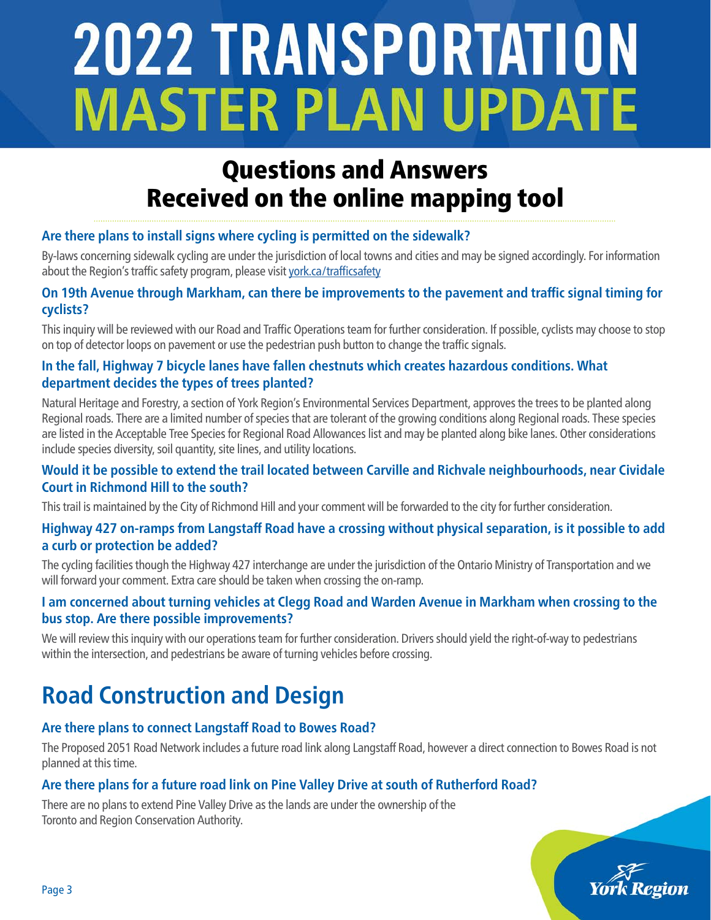# 2022 TRANSPORTATION MASTER PLAN UPDATE

## Questions and Answers Received on the online mapping tool

### Are there plans to install signs where cycling is permitted on the sidewalk?

By-laws concerning sidewalk cycling are under the jurisdiction of local towns and cities and may be signed accordingly. For information about the Region's traffic safety program, please visit york.ca/trafficsafety

### On 19th Avenue through Markham, can there be improvements to the pavement and traffic signal timing for cyclists?

This inquiry will be reviewed with our Road and Traffic Operations team for further consideration. If possible, cyclists may choose to stop on top of detector loops on pavement or use the pedestrian push button to change the traffic signals.

### In the fall, Highway 7 bicycle lanes have fallen chestnuts which creates hazardous conditions. What department decides the types of trees planted?

Natural Heritage and Forestry, a section of York Region's Environmental Services Department, approves the trees to be planted along Regional roads. There are a limited number of species that are tolerant of the growing conditions along Regional roads. These species are listed in the Acceptable Tree Species for Regional Road Allowances list and may be planted along bike lanes. Other considerations include species diversity, soil quantity, site lines, and utility locations.

### Would it be possible to extend the trail located between Carville and Richvale neighbourhoods, near Cividale Court in Richmond Hill to the south?

This trail is maintained by the City of Richmond Hill and your comment will be forwarded to the city for further consideration.

### Highway 427 on-ramps from Langstaff Road have a crossing without physical separation, is it possible to add a curb or protection be added?

The cycling facilities though the Highway 427 interchange are under the jurisdiction of the Ontario Ministry of Transportation and we will forward your comment. Extra care should be taken when crossing the on-ramp.

### I am concerned about turning vehicles at Clegg Road and Warden Avenue in Markham when crossing to the bus stop. Are there possible improvements?

We will review this inquiry with our operations team for further consideration. Drivers should yield the right-of-way to pedestrians within the intersection, and pedestrians be aware of turning vehicles before crossing.

## Road Construction and Design

### Are there plans to connect Langstaff Road to Bowes Road?

The Proposed 2051 Road Network includes a future road link along Langstaff Road, however a direct connection to Bowes Road is not planned at this time.

### Are there plans for a future road link on Pine Valley Drive at south of Rutherford Road?

There are no plans to extend Pine Valley Drive as the lands are under the ownership of the Toronto and Region Conservation Authority.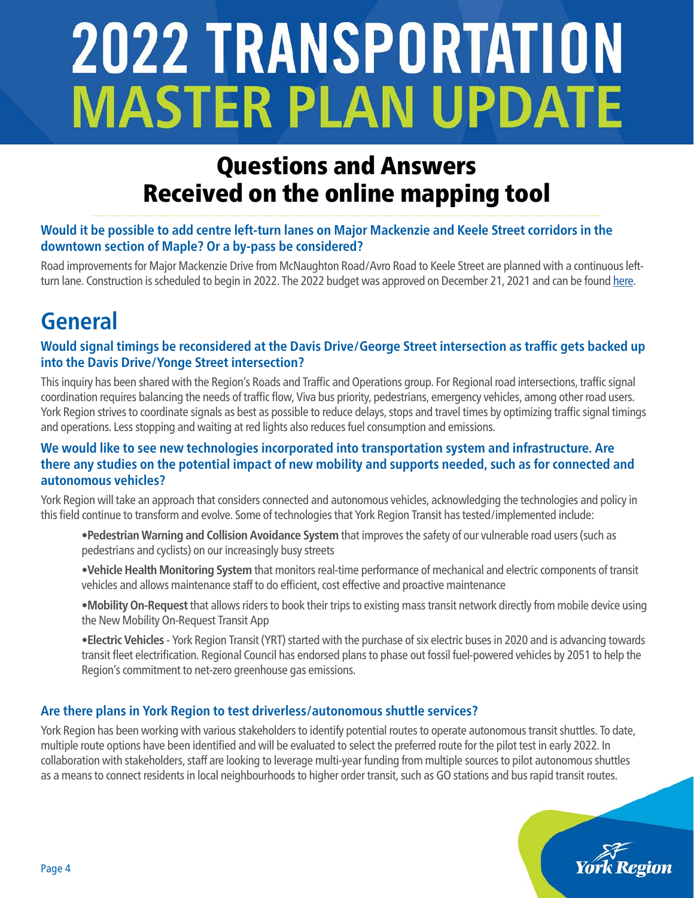# 2022 TRANSPORTATION MASTER PLAN UPDATE

## Questions and Answers Received on the online mapping tool

### Would it be possible to add centre left-turn lanes on Major Mackenzie and Keele Street corridors in the downtown section of Maple? Or a by-pass be considered?

Road improvements for Major Mackenzie Drive from McNaughton Road/Avro Road to Keele Street are planned with a continuous left-turn lane. Construction is scheduled to begin in 2022. The 2022 budget was approved on December 21, 2021 and can be found here.

## General

### Would signal timings be reconsidered at the Davis Drive/George Street intersection as traffic gets backed up into the Davis Drive/Yonge Street intersection?

This inquiry has been shared with the Region's Roads and Traffic and Operations group. For Regional road intersections, traffic signal coordination requires balancing the needs of traffic flow, Viva bus priority, pedestrians, emergency vehicles, among other road users. York Region strives to coordinate signals as best as possible to reduce delays, stops and travel times by optimizing traffic signal timings and operations. Less stopping and waiting at red lights also reduces fuel consumption and emissions.

### We would like to see new technologies incorporated into transportation system and infrastructure. Are there any studies on the potential impact of new mobility and supports needed, such as for connected and autonomous vehicles?

York Region will take an approach that considers connected and autonomous vehicles, acknowledging the technologies and policy in this field continue to transform and evolve. Some of technologies that York Region Transit has tested/implemented include:

- **Pedestrian Warning and Collision Avoidance System** that improves the safety of our vulnerable road users (such as pedestrians and cyclists) on our increasingly busy streets
- **Vehicle Health Monitoring System** that monitors real-time performance of mechanical and electric components of transit vehicles and allows maintenance staff to do efficient, cost effective and proactive maintenance
- **Mobility On-Request** that allows riders to book their trips to existing mass transit network directly from mobile device using the New Mobility On-Request Transit App
- **Electric Vehicles** - York Region Transit (YRT) started with the purchase of six electric buses in 2020 and is advancing towards transit fleet electrification. Regional Council has endorsed plans to phase out fossil fuel-powered vehicles by 2051 to help the Region's commitment to net-zero greenhouse gas emissions.

### Are there plans in York Region to test driverless/autonomous shuttle services?

York Region has been working with various stakeholders to identify potential routes to operate autonomous transit shuttles. To date, multiple route options have been identified and will be evaluated to select the preferred route for the pilot test in early 2022. In collaboration with stakeholders, staff are looking to leverage multi-year funding from multiple sources to pilot autonomous shuttles as a means to connect residents in local neighbourhoods to higher order transit, such as GO stations and bus rapid transit routes.

York Region